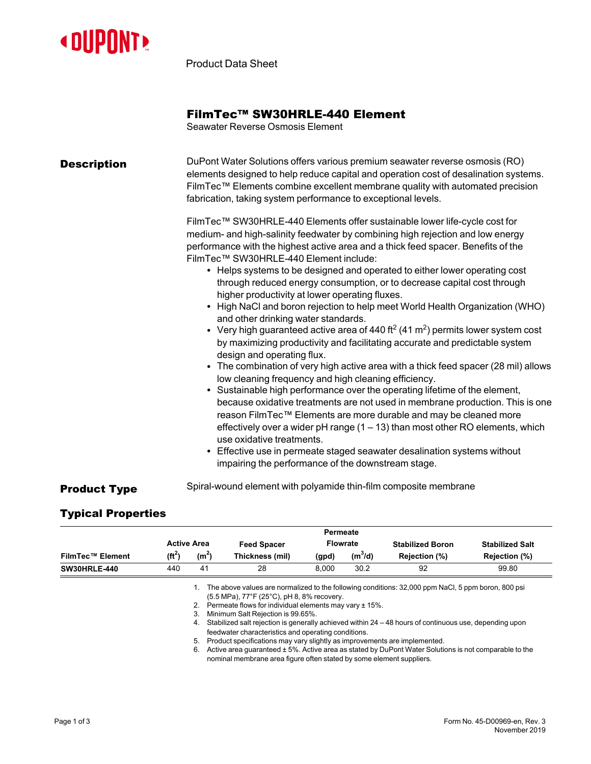Product Data Sheet

# FilmTec™ SW30HRLE-440 Element

Seawater Reverse Osmosis Element

## Description

DuPont Water Solutions offers various premium seawater reverse osmosis (RO) elements designed to help reduce capital and operation cost of desalination systems. FilmTec™ Elements combine excellent membrane quality with automated precision fabrication, taking system performance to exceptional levels.

FilmTec™ SW30HRLE-440 Elements offer sustainable lower life-cycle cost for medium- and high-salinity feedwater by combining high rejection and low energy performance with the highest active area and a thick feed spacer. Benefits of the FilmTec™ SW30HRLE-440 Element include:

- Helps systems to be designed and operated to either lower operating cost through reduced energy consumption, or to decrease capital cost through higher productivity at lower operating fluxes.
- High NaCl and boron rejection to help meet World Health Organization (WHO) and other drinking water standards.
- Very high guaranteed active area of 440 $ft^2$ (41 $m^2$) permits lower system cost by maximizing productivity and facilitating accurate and predictable system design and operating flux.
- The combination of very high active area with a thick feed spacer (28 mil) allows low cleaning frequency and high cleaning efficiency.
- Sustainable high performance over the operating lifetime of the element, because oxidative treatments are not used in membrane production. This is one reason FilmTec™ Elements are more durable and may be cleaned more effectively over a wider pH range (1 – 13) than most other RO elements, which use oxidative treatments.
- Effective use in permeate staged seawater desalination systems without impairing the performance of the downstream stage.

## Product Type

Spiral-wound element with polyamide thin-film composite membrane

## Typical Properties

| FilmTec™ Element | Active Area ($ft^2$) | Active Area ($m^2$) | Feed Spacer Thickness (mil) | Permeate Flowrate (gpd) | Permeate Flowrate ($m^3$/d) | Stabilized Boron Rejection (%) | Stabilized Salt Rejection (%) |
|---|---|---|---|---|---|---|---|
| **SW30HRLE-440** | 440 | 41 | 28 | 8,000 | 30.2 | 92 | 99.80 |

1. The above values are normalized to the following conditions: 32,000 ppm NaCl, 5 ppm boron, 800 psi (5.5 MPa), 77°F (25°C), pH 8, 8% recovery.
2. Permeate flows for individual elements may vary ± 15%.
3. Minimum Salt Rejection is 99.65%.
4. Stabilized salt rejection is generally achieved within 24 – 48 hours of continuous use, depending upon feedwater characteristics and operating conditions.
5. Product specifications may vary slightly as improvements are implemented.
6. Active area guaranteed ± 5%. Active area as stated by DuPont Water Solutions is not comparable to the nominal membrane area figure often stated by some element suppliers.

Form No. 45-D00969-en, Rev. 3
November 2019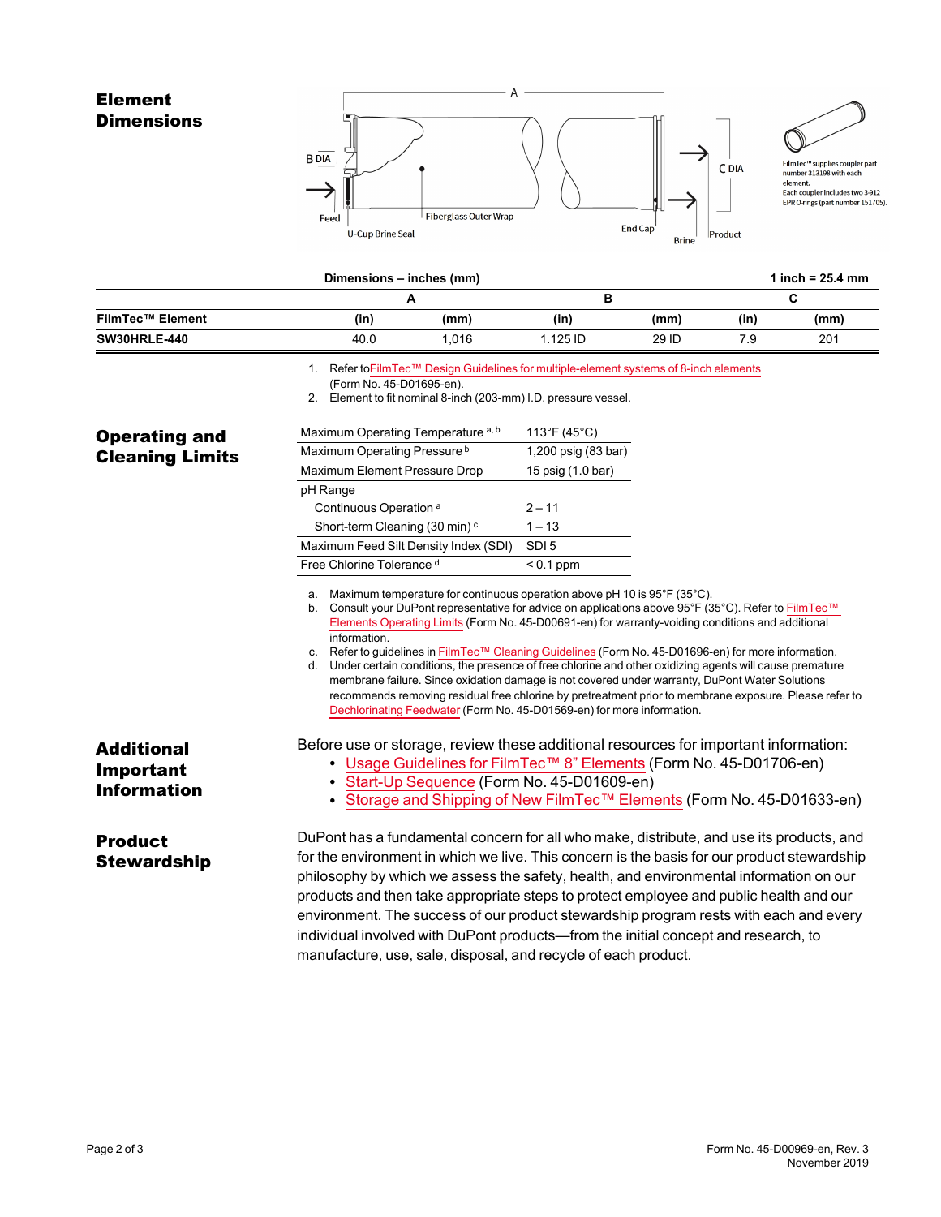## Element Dimensions

A

B DIA

C DIA

Feed

U-Cup Brine Seal

Fiberglass Outer Wrap

End Cap

Brine

Product

FilmTec™ supplies coupler part number 313198 with each element. Each coupler includes two 3-912 EPR O-rings (part number 151705).

| | Dimensions – inches (mm) | | | | | 1 inch = 25.4 mm |
|---|---|---|---|---|---|---|
| | A | | B | | C | |
| FilmTec™ Element | (in) | (mm) | (in) | (mm) | (in) | (mm) |
| SW30HRLE-440 | 40.0 | 1,016 | 1.125 ID | 29 ID | 7.9 | 201 |

1. Refer to FilmTec™ Design Guidelines for multiple-element systems of 8-inch elements (Form No. 45-D01695-en).
2. Element to fit nominal 8-inch (203-mm) I.D. pressure vessel.

## Operating and Cleaning Limits

| | |
|---|---|
| Maximum Operating Temperature [a, b] | 113°F (45°C) |
| Maximum Operating Pressure [b] | 1,200 psig (83 bar) |
| Maximum Element Pressure Drop | 15 psig (1.0 bar) |
| pH Range | |
| Continuous Operation [a] | 2 – 11 |
| Short-term Cleaning (30 min) [c] | 1 – 13 |
| Maximum Feed Silt Density Index (SDI) | SDI 5 |
| Free Chlorine Tolerance [d] | < 0.1 ppm |

a. Maximum temperature for continuous operation above pH 10 is 95°F (35°C).
b. Consult your DuPont representative for advice on applications above 95°F (35°C). Refer to FilmTec™ Elements Operating Limits (Form No. 45-D00691-en) for warranty-voiding conditions and additional information.
c. Refer to guidelines in FilmTec™ Cleaning Guidelines (Form No. 45-D01696-en) for more information.
d. Under certain conditions, the presence of free chlorine and other oxidizing agents will cause premature membrane failure. Since oxidation damage is not covered under warranty, DuPont Water Solutions recommends removing residual free chlorine by pretreatment prior to membrane exposure. Please refer to Dechlorinating Feedwater (Form No. 45-D01569-en) for more information.

## Additional Important Information

Before use or storage, review these additional resources for important information:

- Usage Guidelines for FilmTec™ 8" Elements (Form No. 45-D01706-en)
- Start-Up Sequence (Form No. 45-D01609-en)
- Storage and Shipping of New FilmTec™ Elements (Form No. 45-D01633-en)

## Product Stewardship

DuPont has a fundamental concern for all who make, distribute, and use its products, and for the environment in which we live. This concern is the basis for our product stewardship philosophy by which we assess the safety, health, and environmental information on our products and then take appropriate steps to protect employee and public health and our environment. The success of our product stewardship program rests with each and every individual involved with DuPont products—from the initial concept and research, to manufacture, use, sale, disposal, and recycle of each product.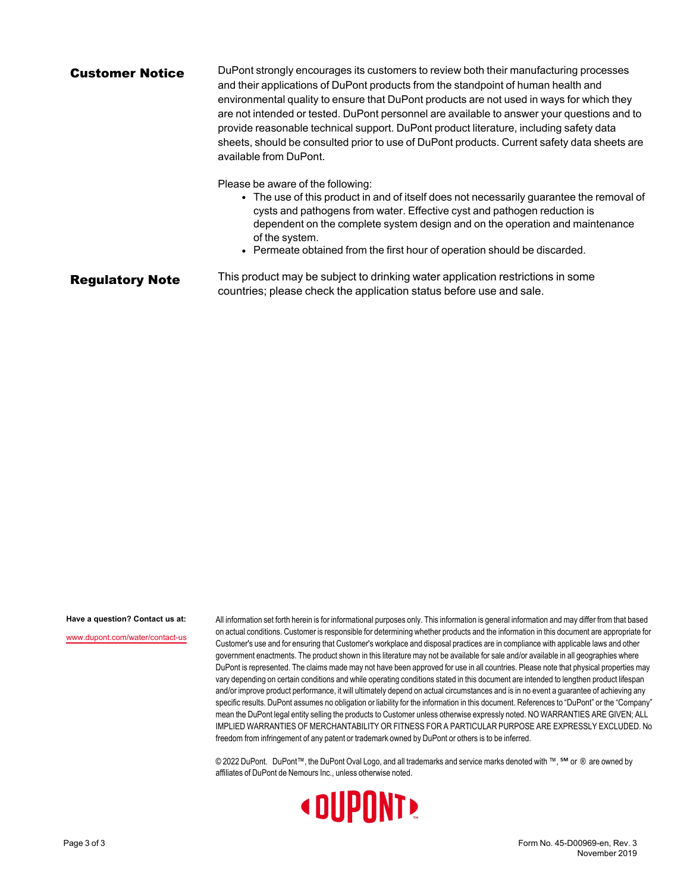## Customer Notice

DuPont strongly encourages its customers to review both their manufacturing processes and their applications of DuPont products from the standpoint of human health and environmental quality to ensure that DuPont products are not used in ways for which they are not intended or tested. DuPont personnel are available to answer your questions and to provide reasonable technical support. DuPont product literature, including safety data sheets, should be consulted prior to use of DuPont products. Current safety data sheets are available from DuPont.

Please be aware of the following:

- The use of this product in and of itself does not necessarily guarantee the removal of cysts and pathogens from water. Effective cyst and pathogen reduction is dependent on the complete system design and on the operation and maintenance of the system.
- Permeate obtained from the first hour of operation should be discarded.

## Regulatory Note

This product may be subject to drinking water application restrictions in some countries; please check the application status before use and sale.

**Have a question? Contact us at:**

www.dupont.com/water/contact-us

All information set forth herein is for informational purposes only. This information is general information and may differ from that based on actual conditions. Customer is responsible for determining whether products and the information in this document are appropriate for Customer's use and for ensuring that Customer's workplace and disposal practices are in compliance with applicable laws and other government enactments. The product shown in this literature may not be available for sale and/or available in all geographies where DuPont is represented. The claims made may not have been approved for use in all countries. Please note that physical properties may vary depending on certain conditions and while operating conditions stated in this document are intended to lengthen product lifespan and/or improve product performance, it will ultimately depend on actual circumstances and is in no event a guarantee of achieving any specific results. DuPont assumes no obligation or liability for the information in this document. References to "DuPont" or the "Company" mean the DuPont legal entity selling the products to Customer unless otherwise expressly noted. NO WARRANTIES ARE GIVEN; ALL IMPLIED WARRANTIES OF MERCHANTABILITY OR FITNESS FOR A PARTICULAR PURPOSE ARE EXPRESSLY EXCLUDED. No freedom from infringement of any patent or trademark owned by DuPont or others is to be inferred.

© 2022 DuPont. DuPont™, the DuPont Oval Logo, and all trademarks and service marks denoted with ™, ℠ or ® are owned by affiliates of DuPont de Nemours Inc., unless otherwise noted.

Form No. 45-D00969-en, Rev. 3
November 2019